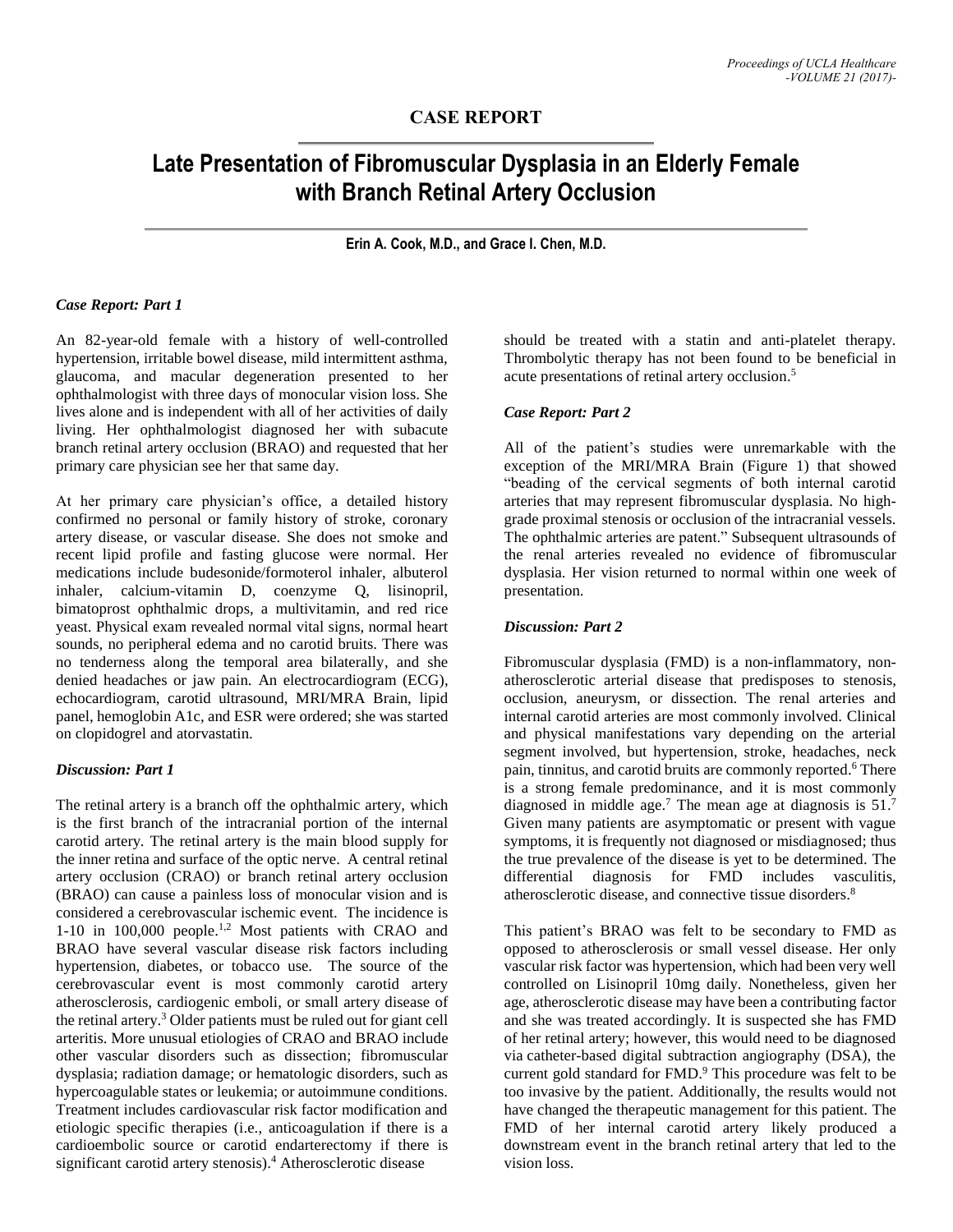## CASE REPORT

# Late Presentation of Fibromuscular Dysplasia in an Elderly Female with Branch Retinal Artery Occlusion

**Erin A. Cook, M.D., and Grace I. Chen, M.D.**

### *Case Report: Part 1*

An 82-year-old female with a history of well-controlled hypertension, irritable bowel disease, mild intermittent asthma, glaucoma, and macular degeneration presented to her ophthalmologist with three days of monocular vision loss. She lives alone and is independent with all of her activities of daily living. Her ophthalmologist diagnosed her with subacute branch retinal artery occlusion (BRAO) and requested that her primary care physician see her that same day.

At her primary care physician's office, a detailed history confirmed no personal or family history of stroke, coronary artery disease, or vascular disease. She does not smoke and recent lipid profile and fasting glucose were normal. Her medications include budesonide/formoterol inhaler, albuterol inhaler, calcium-vitamin D, coenzyme Q, lisinopril, bimatoprost ophthalmic drops, a multivitamin, and red rice yeast. Physical exam revealed normal vital signs, normal heart sounds, no peripheral edema and no carotid bruits. There was no tenderness along the temporal area bilaterally, and she denied headaches or jaw pain. An electrocardiogram (ECG), echocardiogram, carotid ultrasound, MRI/MRA Brain, lipid panel, hemoglobin A1c, and ESR were ordered; she was started on clopidogrel and atorvastatin.

### *Discussion: Part 1*

The retinal artery is a branch off the ophthalmic artery, which is the first branch of the intracranial portion of the internal carotid artery. The retinal artery is the main blood supply for the inner retina and surface of the optic nerve. A central retinal artery occlusion (CRAO) or branch retinal artery occlusion (BRAO) can cause a painless loss of monocular vision and is considered a cerebrovascular ischemic event. The incidence is 1-10 in 100,000 people.[1,2] Most patients with CRAO and BRAO have several vascular disease risk factors including hypertension, diabetes, or tobacco use. The source of the cerebrovascular event is most commonly carotid artery atherosclerosis, cardiogenic emboli, or small artery disease of the retinal artery.[3] Older patients must be ruled out for giant cell arteritis. More unusual etiologies of CRAO and BRAO include other vascular disorders such as dissection; fibromuscular dysplasia; radiation damage; or hematologic disorders, such as hypercoagulable states or leukemia; or autoimmune conditions. Treatment includes cardiovascular risk factor modification and etiologic specific therapies (i.e., anticoagulation if there is a cardioembolic source or carotid endarterectomy if there is significant carotid artery stenosis).[4] Atherosclerotic disease should be treated with a statin and anti-platelet therapy. Thrombolytic therapy has not been found to be beneficial in acute presentations of retinal artery occlusion.[5]

### *Case Report: Part 2*

All of the patient's studies were unremarkable with the exception of the MRI/MRA Brain (Figure 1) that showed "beading of the cervical segments of both internal carotid arteries that may represent fibromuscular dysplasia. No high-grade proximal stenosis or occlusion of the intracranial vessels. The ophthalmic arteries are patent." Subsequent ultrasounds of the renal arteries revealed no evidence of fibromuscular dysplasia. Her vision returned to normal within one week of presentation.

### *Discussion: Part 2*

Fibromuscular dysplasia (FMD) is a non-inflammatory, non-atherosclerotic arterial disease that predisposes to stenosis, occlusion, aneurysm, or dissection. The renal arteries and internal carotid arteries are most commonly involved. Clinical and physical manifestations vary depending on the arterial segment involved, but hypertension, stroke, headaches, neck pain, tinnitus, and carotid bruits are commonly reported.[6] There is a strong female predominance, and it is most commonly diagnosed in middle age.[7] The mean age at diagnosis is 51.[7] Given many patients are asymptomatic or present with vague symptoms, it is frequently not diagnosed or misdiagnosed; thus the true prevalence of the disease is yet to be determined. The differential diagnosis for FMD includes vasculitis, atherosclerotic disease, and connective tissue disorders.[8]

This patient's BRAO was felt to be secondary to FMD as opposed to atherosclerosis or small vessel disease. Her only vascular risk factor was hypertension, which had been very well controlled on Lisinopril 10mg daily. Nonetheless, given her age, atherosclerotic disease may have been a contributing factor and she was treated accordingly. It is suspected she has FMD of her retinal artery; however, this would need to be diagnosed via catheter-based digital subtraction angiography (DSA), the current gold standard for FMD.[9] This procedure was felt to be too invasive by the patient. Additionally, the results would not have changed the therapeutic management for this patient. The FMD of her internal carotid artery likely produced a downstream event in the branch retinal artery that led to the vision loss.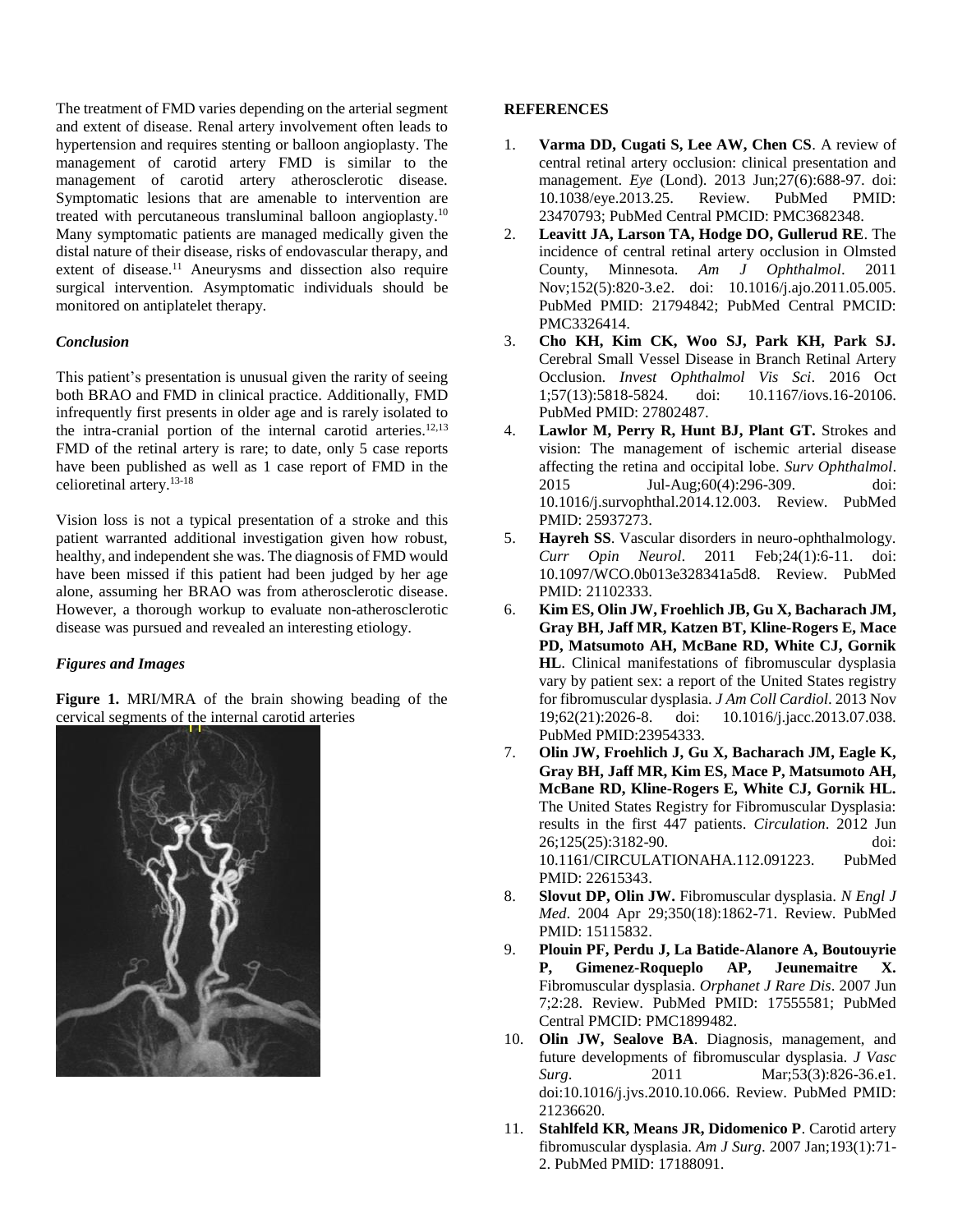The treatment of FMD varies depending on the arterial segment and extent of disease. Renal artery involvement often leads to hypertension and requires stenting or balloon angioplasty. The management of carotid artery FMD is similar to the management of carotid artery atherosclerotic disease. Symptomatic lesions that are amenable to intervention are treated with percutaneous transluminal balloon angioplasty.[10] Many symptomatic patients are managed medically given the distal nature of their disease, risks of endovascular therapy, and extent of disease.[11] Aneurysms and dissection also require surgical intervention. Asymptomatic individuals should be monitored on antiplatelet therapy.

### *Conclusion*

This patient's presentation is unusual given the rarity of seeing both BRAO and FMD in clinical practice. Additionally, FMD infrequently first presents in older age and is rarely isolated to the intra-cranial portion of the internal carotid arteries.[12,13] FMD of the retinal artery is rare; to date, only 5 case reports have been published as well as 1 case report of FMD in the cilioretinal artery.[13-18]

Vision loss is not a typical presentation of a stroke and this patient warranted additional investigation given how robust, healthy, and independent she was. The diagnosis of FMD would have been missed if this patient had been judged by her age alone, assuming her BRAO was from atherosclerotic disease. However, a thorough workup to evaluate non-atherosclerotic disease was pursued and revealed an interesting etiology.

### *Figures and Images*

**Figure 1.** MRI/MRA of the brain showing beading of the cervical segments of the internal carotid arteries

## REFERENCES

1. **Varma DD, Cugati S, Lee AW, Chen CS**. A review of central retinal artery occlusion: clinical presentation and management. *Eye* (Lond). 2013 Jun;27(6):688-97. doi: 10.1038/eye.2013.25. Review. PubMed PMID: 23470793; PubMed Central PMCID: PMC3682348.
2. **Leavitt JA, Larson TA, Hodge DO, Gullerud RE**. The incidence of central retinal artery occlusion in Olmsted County, Minnesota. *Am J Ophthalmol*. 2011 Nov;152(5):820-3.e2. doi: 10.1016/j.ajo.2011.05.005. PubMed PMID: 21794842; PubMed Central PMCID: PMC3326414.
3. **Cho KH, Kim CK, Woo SJ, Park KH, Park SJ.** Cerebral Small Vessel Disease in Branch Retinal Artery Occlusion. *Invest Ophthalmol Vis Sci*. 2016 Oct 1;57(13):5818-5824. doi: 10.1167/iovs.16-20106. PubMed PMID: 27802487.
4. **Lawlor M, Perry R, Hunt BJ, Plant GT.** Strokes and vision: The management of ischemic arterial disease affecting the retina and occipital lobe. *Surv Ophthalmol*. 2015 Jul-Aug;60(4):296-309. doi: 10.1016/j.survophthal.2014.12.003. Review. PubMed PMID: 25937273.
5. **Hayreh SS**. Vascular disorders in neuro-ophthalmology. *Curr Opin Neurol*. 2011 Feb;24(1):6-11. doi: 10.1097/WCO.0b013e328341a5d8. Review. PubMed PMID: 21102333.
6. **Kim ES, Olin JW, Froehlich JB, Gu X, Bacharach JM, Gray BH, Jaff MR, Katzen BT, Kline-Rogers E, Mace PD, Matsumoto AH, McBane RD, White CJ, Gornik HL**. Clinical manifestations of fibromuscular dysplasia vary by patient sex: a report of the United States registry for fibromuscular dysplasia. *J Am Coll Cardiol*. 2013 Nov 19;62(21):2026-8. doi: 10.1016/j.jacc.2013.07.038. PubMed PMID:23954333.
7. **Olin JW, Froehlich J, Gu X, Bacharach JM, Eagle K, Gray BH, Jaff MR, Kim ES, Mace P, Matsumoto AH, McBane RD, Kline-Rogers E, White CJ, Gornik HL.** The United States Registry for Fibromuscular Dysplasia: results in the first 447 patients. *Circulation*. 2012 Jun 26;125(25):3182-90. doi: 10.1161/CIRCULATIONAHA.112.091223. PubMed PMID: 22615343.
8. **Slovut DP, Olin JW.** Fibromuscular dysplasia. *N Engl J Med*. 2004 Apr 29;350(18):1862-71. Review. PubMed PMID: 15115832.
9. **Plouin PF, Perdu J, La Batide-Alanore A, Boutouyrie P, Gimenez-Roqueplo AP, Jeunemaitre X.** Fibromuscular dysplasia. *Orphanet J Rare Dis*. 2007 Jun 7;2:28. Review. PubMed PMID: 17555581; PubMed Central PMCID: PMC1899482.
10. **Olin JW, Sealove BA**. Diagnosis, management, and future developments of fibromuscular dysplasia. *J Vasc Surg*. 2011 Mar;53(3):826-36.e1. doi:10.1016/j.jvs.2010.10.066. Review. PubMed PMID: 21236620.
11. **Stahlfeld KR, Means JR, Didomenico P**. Carotid artery fibromuscular dysplasia. *Am J Surg*. 2007 Jan;193(1):71-2. PubMed PMID: 17188091.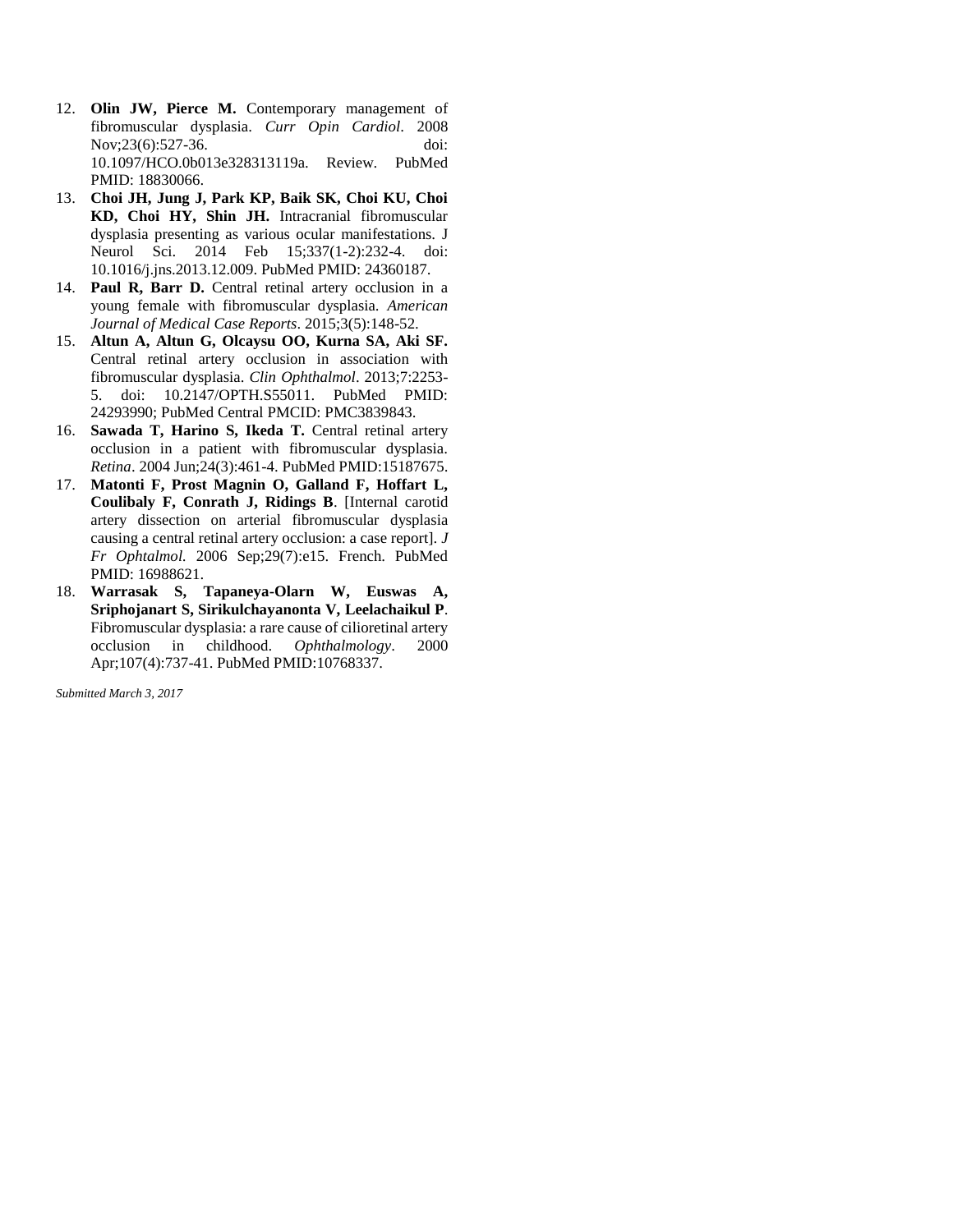12. **Olin JW, Pierce M.** Contemporary management of fibromuscular dysplasia. *Curr Opin Cardiol*. 2008 Nov;23(6):527-36. doi: 10.1097/HCO.0b013e328313119a. Review. PubMed PMID: 18830066.
13. **Choi JH, Jung J, Park KP, Baik SK, Choi KU, Choi KD, Choi HY, Shin JH.** Intracranial fibromuscular dysplasia presenting as various ocular manifestations. J Neurol Sci. 2014 Feb 15;337(1-2):232-4. doi: 10.1016/j.jns.2013.12.009. PubMed PMID: 24360187.
14. **Paul R, Barr D.** Central retinal artery occlusion in a young female with fibromuscular dysplasia. *American Journal of Medical Case Reports*. 2015;3(5):148-52.
15. **Altun A, Altun G, Olcaysu OO, Kurna SA, Aki SF.** Central retinal artery occlusion in association with fibromuscular dysplasia. *Clin Ophthalmol*. 2013;7:2253-5. doi: 10.2147/OPTH.S55011. PubMed PMID: 24293990; PubMed Central PMCID: PMC3839843.
16. **Sawada T, Harino S, Ikeda T.** Central retinal artery occlusion in a patient with fibromuscular dysplasia. *Retina*. 2004 Jun;24(3):461-4. PubMed PMID:15187675.
17. **Matonti F, Prost Magnin O, Galland F, Hoffart L, Coulibaly F, Conrath J, Ridings B**. [Internal carotid artery dissection on arterial fibromuscular dysplasia causing a central retinal artery occlusion: a case report]. *J Fr Ophtalmol.* 2006 Sep;29(7):e15. French. PubMed PMID: 16988621.
18. **Warrasak S, Tapaneya-Olarn W, Euswas A, Sriphojanart S, Sirikulchayanonta V, Leelachaikul P**. Fibromuscular dysplasia: a rare cause of cilioretinal artery occlusion in childhood. *Ophthalmology*. 2000 Apr;107(4):737-41. PubMed PMID:10768337.

*Submitted March 3, 2017*